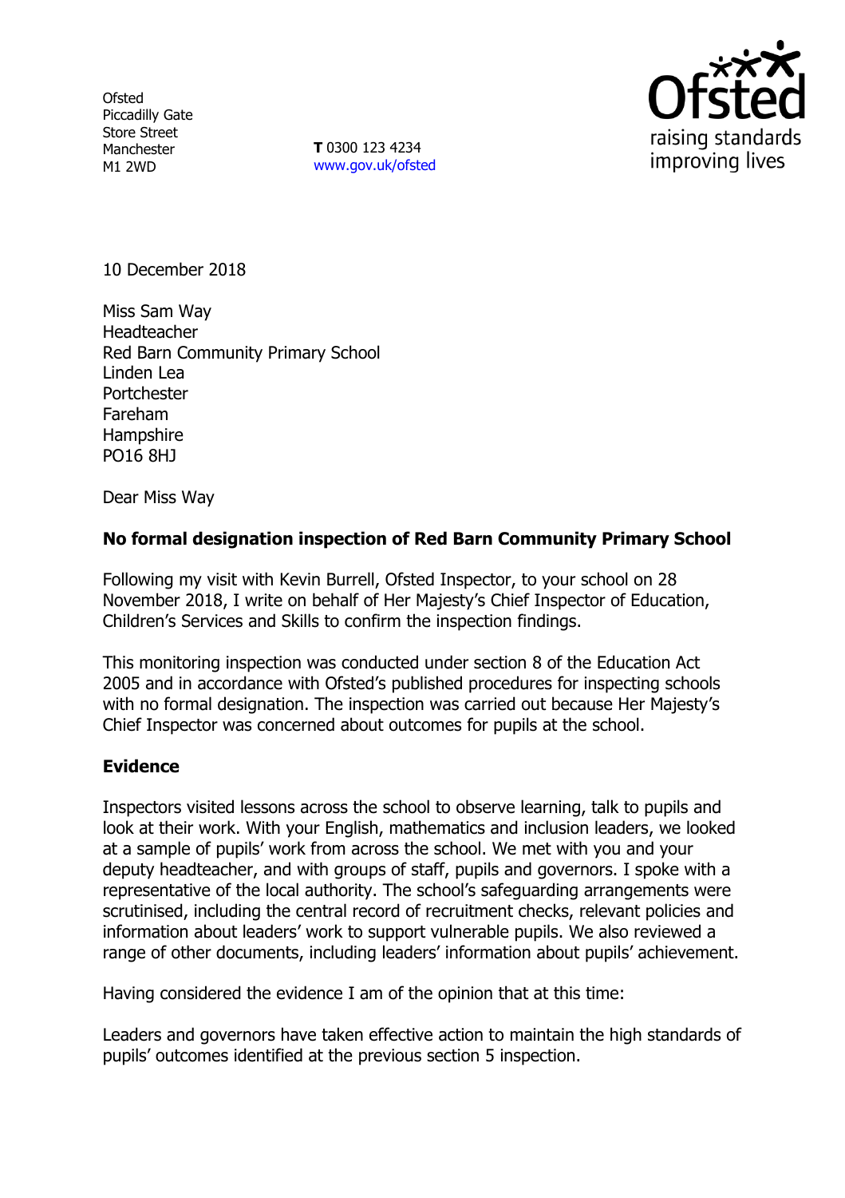Ofsted
Piccadilly Gate
Store Street
Manchester
M1 2WD

**T** 0300 123 4234
www.gov.uk/ofsted

10 December 2018

Miss Sam Way
Headteacher
Red Barn Community Primary School
Linden Lea
Portchester
Fareham
Hampshire
PO16 8HJ

Dear Miss Way

**No formal designation inspection of Red Barn Community Primary School**

Following my visit with Kevin Burrell, Ofsted Inspector, to your school on 28 November 2018, I write on behalf of Her Majesty's Chief Inspector of Education, Children's Services and Skills to confirm the inspection findings.

This monitoring inspection was conducted under section 8 of the Education Act 2005 and in accordance with Ofsted's published procedures for inspecting schools with no formal designation. The inspection was carried out because Her Majesty's Chief Inspector was concerned about outcomes for pupils at the school.

**Evidence**

Inspectors visited lessons across the school to observe learning, talk to pupils and look at their work. With your English, mathematics and inclusion leaders, we looked at a sample of pupils' work from across the school. We met with you and your deputy headteacher, and with groups of staff, pupils and governors. I spoke with a representative of the local authority. The school's safeguarding arrangements were scrutinised, including the central record of recruitment checks, relevant policies and information about leaders' work to support vulnerable pupils. We also reviewed a range of other documents, including leaders' information about pupils' achievement.

Having considered the evidence I am of the opinion that at this time:

Leaders and governors have taken effective action to maintain the high standards of pupils' outcomes identified at the previous section 5 inspection.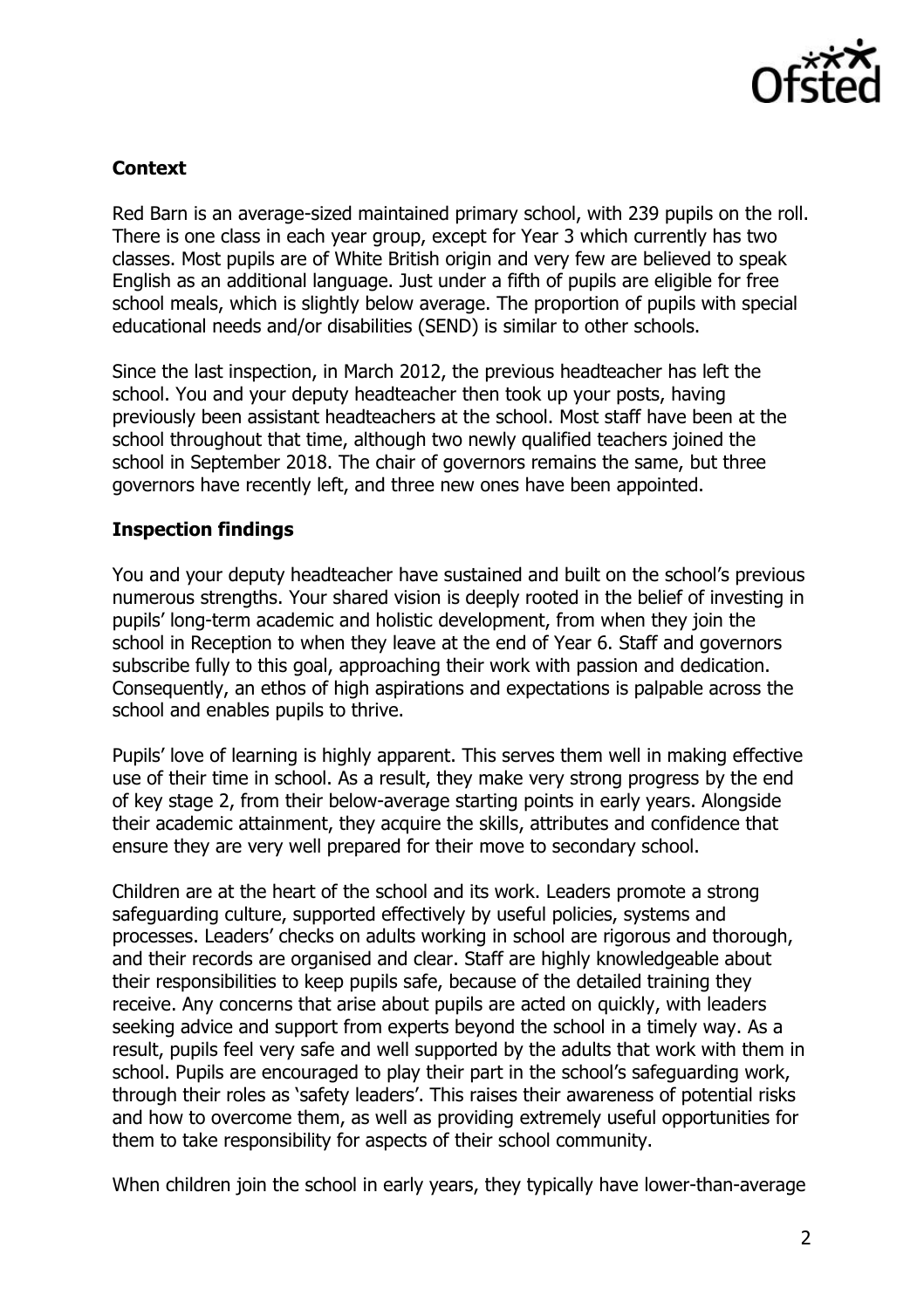**Context**

Red Barn is an average-sized maintained primary school, with 239 pupils on the roll. There is one class in each year group, except for Year 3 which currently has two classes. Most pupils are of White British origin and very few are believed to speak English as an additional language. Just under a fifth of pupils are eligible for free school meals, which is slightly below average. The proportion of pupils with special educational needs and/or disabilities (SEND) is similar to other schools.

Since the last inspection, in March 2012, the previous headteacher has left the school. You and your deputy headteacher then took up your posts, having previously been assistant headteachers at the school. Most staff have been at the school throughout that time, although two newly qualified teachers joined the school in September 2018. The chair of governors remains the same, but three governors have recently left, and three new ones have been appointed.

**Inspection findings**

You and your deputy headteacher have sustained and built on the school's previous numerous strengths. Your shared vision is deeply rooted in the belief of investing in pupils' long-term academic and holistic development, from when they join the school in Reception to when they leave at the end of Year 6. Staff and governors subscribe fully to this goal, approaching their work with passion and dedication. Consequently, an ethos of high aspirations and expectations is palpable across the school and enables pupils to thrive.

Pupils' love of learning is highly apparent. This serves them well in making effective use of their time in school. As a result, they make very strong progress by the end of key stage 2, from their below-average starting points in early years. Alongside their academic attainment, they acquire the skills, attributes and confidence that ensure they are very well prepared for their move to secondary school.

Children are at the heart of the school and its work. Leaders promote a strong safeguarding culture, supported effectively by useful policies, systems and processes. Leaders' checks on adults working in school are rigorous and thorough, and their records are organised and clear. Staff are highly knowledgeable about their responsibilities to keep pupils safe, because of the detailed training they receive. Any concerns that arise about pupils are acted on quickly, with leaders seeking advice and support from experts beyond the school in a timely way. As a result, pupils feel very safe and well supported by the adults that work with them in school. Pupils are encouraged to play their part in the school's safeguarding work, through their roles as 'safety leaders'. This raises their awareness of potential risks and how to overcome them, as well as providing extremely useful opportunities for them to take responsibility for aspects of their school community.

When children join the school in early years, they typically have lower-than-average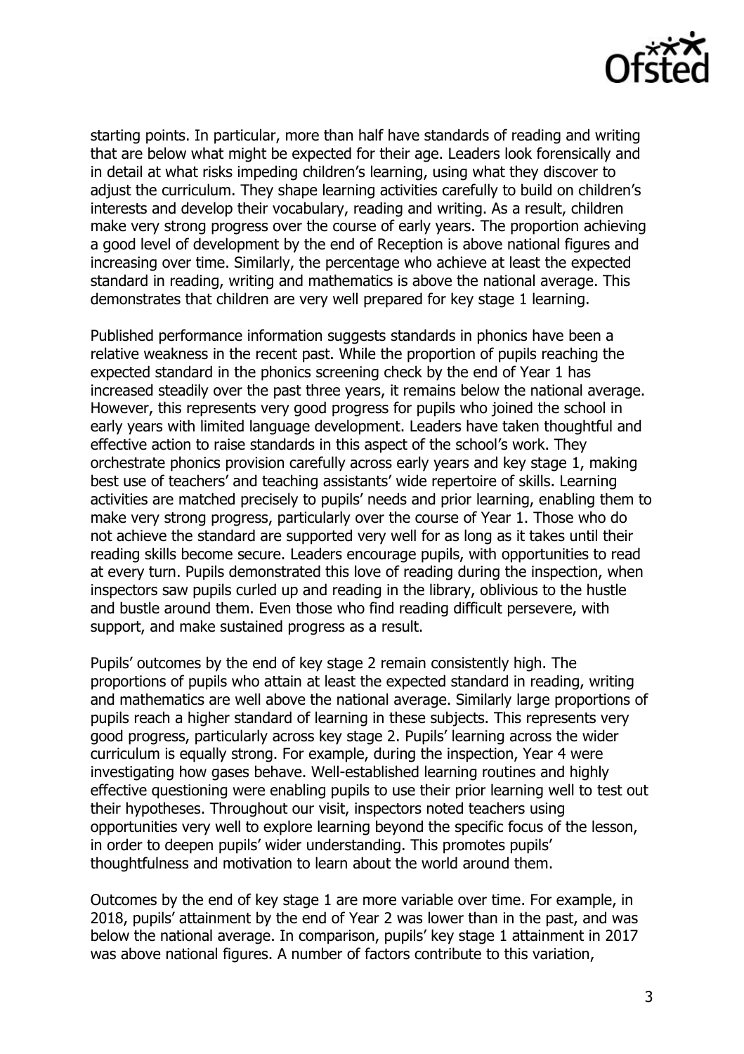starting points. In particular, more than half have standards of reading and writing that are below what might be expected for their age. Leaders look forensically and in detail at what risks impeding children's learning, using what they discover to adjust the curriculum. They shape learning activities carefully to build on children's interests and develop their vocabulary, reading and writing. As a result, children make very strong progress over the course of early years. The proportion achieving a good level of development by the end of Reception is above national figures and increasing over time. Similarly, the percentage who achieve at least the expected standard in reading, writing and mathematics is above the national average. This demonstrates that children are very well prepared for key stage 1 learning.

Published performance information suggests standards in phonics have been a relative weakness in the recent past. While the proportion of pupils reaching the expected standard in the phonics screening check by the end of Year 1 has increased steadily over the past three years, it remains below the national average. However, this represents very good progress for pupils who joined the school in early years with limited language development. Leaders have taken thoughtful and effective action to raise standards in this aspect of the school's work. They orchestrate phonics provision carefully across early years and key stage 1, making best use of teachers' and teaching assistants' wide repertoire of skills. Learning activities are matched precisely to pupils' needs and prior learning, enabling them to make very strong progress, particularly over the course of Year 1. Those who do not achieve the standard are supported very well for as long as it takes until their reading skills become secure. Leaders encourage pupils, with opportunities to read at every turn. Pupils demonstrated this love of reading during the inspection, when inspectors saw pupils curled up and reading in the library, oblivious to the hustle and bustle around them. Even those who find reading difficult persevere, with support, and make sustained progress as a result.

Pupils' outcomes by the end of key stage 2 remain consistently high. The proportions of pupils who attain at least the expected standard in reading, writing and mathematics are well above the national average. Similarly large proportions of pupils reach a higher standard of learning in these subjects. This represents very good progress, particularly across key stage 2. Pupils' learning across the wider curriculum is equally strong. For example, during the inspection, Year 4 were investigating how gases behave. Well-established learning routines and highly effective questioning were enabling pupils to use their prior learning well to test out their hypotheses. Throughout our visit, inspectors noted teachers using opportunities very well to explore learning beyond the specific focus of the lesson, in order to deepen pupils' wider understanding. This promotes pupils' thoughtfulness and motivation to learn about the world around them.

Outcomes by the end of key stage 1 are more variable over time. For example, in 2018, pupils' attainment by the end of Year 2 was lower than in the past, and was below the national average. In comparison, pupils' key stage 1 attainment in 2017 was above national figures. A number of factors contribute to this variation,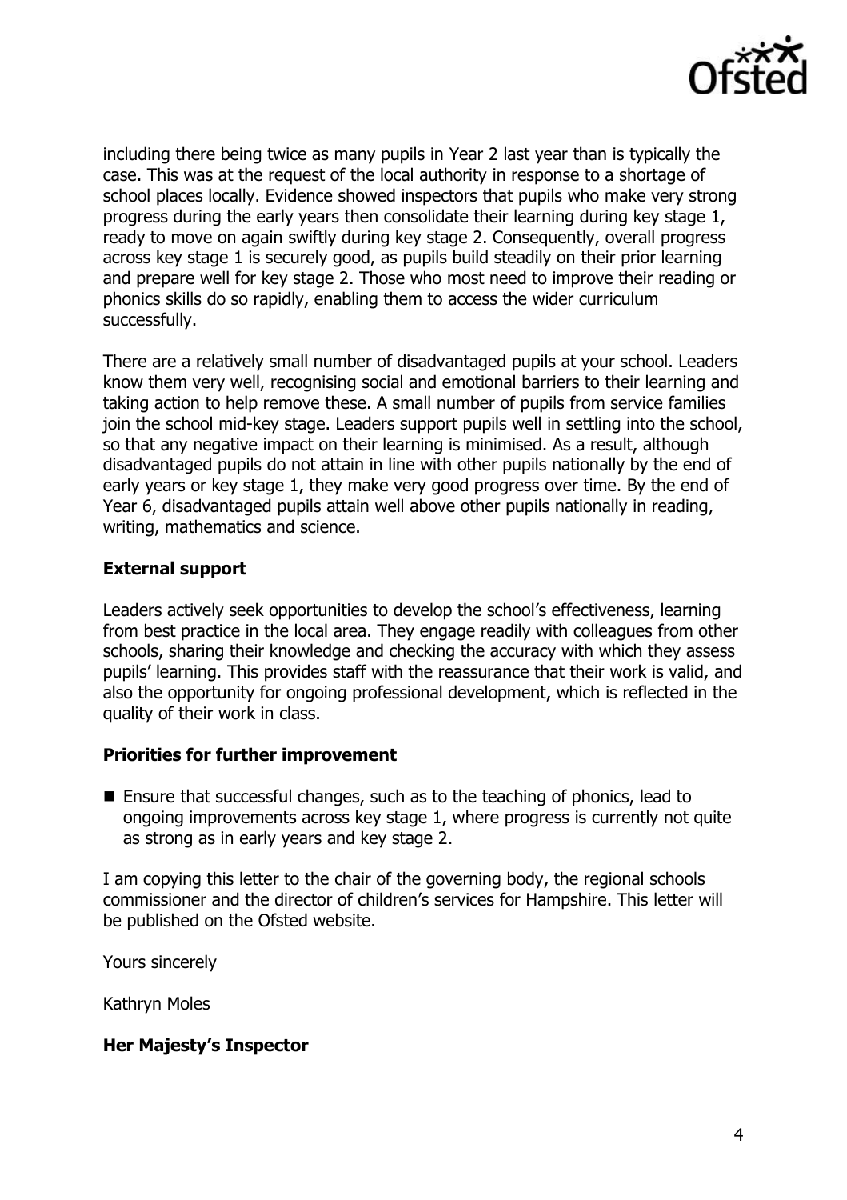including there being twice as many pupils in Year 2 last year than is typically the case. This was at the request of the local authority in response to a shortage of school places locally. Evidence showed inspectors that pupils who make very strong progress during the early years then consolidate their learning during key stage 1, ready to move on again swiftly during key stage 2. Consequently, overall progress across key stage 1 is securely good, as pupils build steadily on their prior learning and prepare well for key stage 2. Those who most need to improve their reading or phonics skills do so rapidly, enabling them to access the wider curriculum successfully.

There are a relatively small number of disadvantaged pupils at your school. Leaders know them very well, recognising social and emotional barriers to their learning and taking action to help remove these. A small number of pupils from service families join the school mid-key stage. Leaders support pupils well in settling into the school, so that any negative impact on their learning is minimised. As a result, although disadvantaged pupils do not attain in line with other pupils nationally by the end of early years or key stage 1, they make very good progress over time. By the end of Year 6, disadvantaged pupils attain well above other pupils nationally in reading, writing, mathematics and science.

**External support**

Leaders actively seek opportunities to develop the school's effectiveness, learning from best practice in the local area. They engage readily with colleagues from other schools, sharing their knowledge and checking the accuracy with which they assess pupils' learning. This provides staff with the reassurance that their work is valid, and also the opportunity for ongoing professional development, which is reflected in the quality of their work in class.

**Priorities for further improvement**

- Ensure that successful changes, such as to the teaching of phonics, lead to ongoing improvements across key stage 1, where progress is currently not quite as strong as in early years and key stage 2.

I am copying this letter to the chair of the governing body, the regional schools commissioner and the director of children's services for Hampshire. This letter will be published on the Ofsted website.

Yours sincerely

Kathryn Moles

**Her Majesty's Inspector**